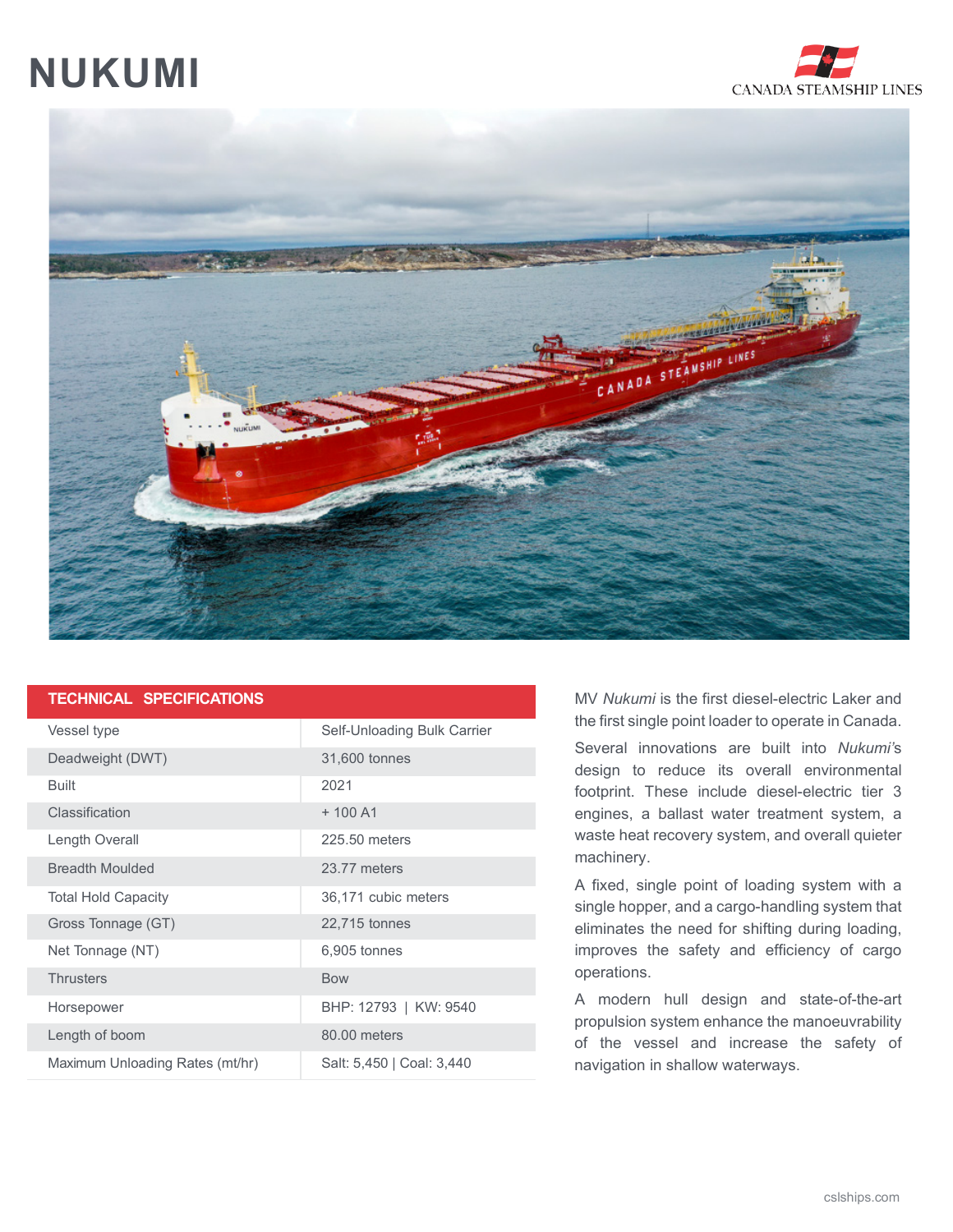# NUKUMI

CANADA STEAMSHIP LINES

| TECHNICAL SPECIFICATIONS | |
|---|---|
| Vessel type | Self-Unloading Bulk Carrier |
| Deadweight (DWT) | 31,600 tonnes |
| Built | 2021 |
| Classification | + 100 A1 |
| Length Overall | 225.50 meters |
| Breadth Moulded | 23.77 meters |
| Total Hold Capacity | 36,171 cubic meters |
| Gross Tonnage (GT) | 22,715 tonnes |
| Net Tonnage (NT) | 6,905 tonnes |
| Thrusters | Bow |
| Horsepower | BHP: 12793 \| KW: 9540 |
| Length of boom | 80.00 meters |
| Maximum Unloading Rates (mt/hr) | Salt: 5,450 \| Coal: 3,440 |

MV *Nukumi* is the first diesel-electric Laker and the first single point loader to operate in Canada.

Several innovations are built into *Nukumi*'s design to reduce its overall environmental footprint. These include diesel-electric tier 3 engines, a ballast water treatment system, a waste heat recovery system, and overall quieter machinery.

A fixed, single point of loading system with a single hopper, and a cargo-handling system that eliminates the need for shifting during loading, improves the safety and efficiency of cargo operations.

A modern hull design and state-of-the-art propulsion system enhance the manoeuvrability of the vessel and increase the safety of navigation in shallow waterways.

cslships.com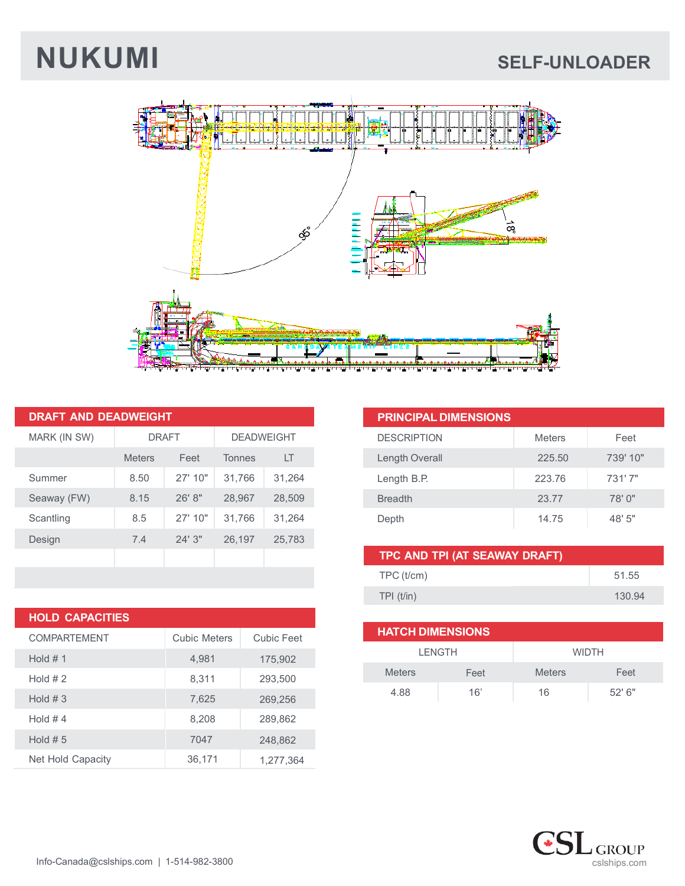# NUKUMI

## SELF-UNLOADER

95°

18°

## DRAFT AND DEADWEIGHT

| MARK (IN SW) | DRAFT | | DEADWEIGHT | |
|---|---|---|---|---|
| | Meters | Feet | Tonnes | LT |
| Summer | 8.50 | 27' 10" | 31,766 | 31,264 |
| Seaway (FW) | 8.15 | 26' 8" | 28,967 | 28,509 |
| Scantling | 8.5 | 27' 10" | 31,766 | 31,264 |
| Design | 7.4 | 24' 3" | 26,197 | 25,783 |

## PRINCIPAL DIMENSIONS

| DESCRIPTION | Meters | Feet |
|---|---|---|
| Length Overall | 225.50 | 739' 10" |
| Length B.P. | 223.76 | 731' 7" |
| Breadth | 23.77 | 78' 0" |
| Depth | 14.75 | 48' 5" |

## TPC AND TPI (AT SEAWAY DRAFT)

| | |
|---|---|
| TPC (t/cm) | 51.55 |
| TPI (t/in) | 130.94 |

## HOLD CAPACITIES

| COMPARTEMENT | Cubic Meters | Cubic Feet |
|---|---|---|
| Hold # 1 | 4,981 | 175,902 |
| Hold # 2 | 8,311 | 293,500 |
| Hold # 3 | 7,625 | 269,256 |
| Hold # 4 | 8,208 | 289,862 |
| Hold # 5 | 7047 | 248,862 |
| Net Hold Capacity | 36,171 | 1,277,364 |

## HATCH DIMENSIONS

| LENGTH | | WIDTH | |
|---|---|---|---|
| Meters | Feet | Meters | Feet |
| 4.88 | 16' | 16 | 52' 6" |

Info-Canada@cslships.com | 1-514-982-3800

CSL GROUP
cslships.com